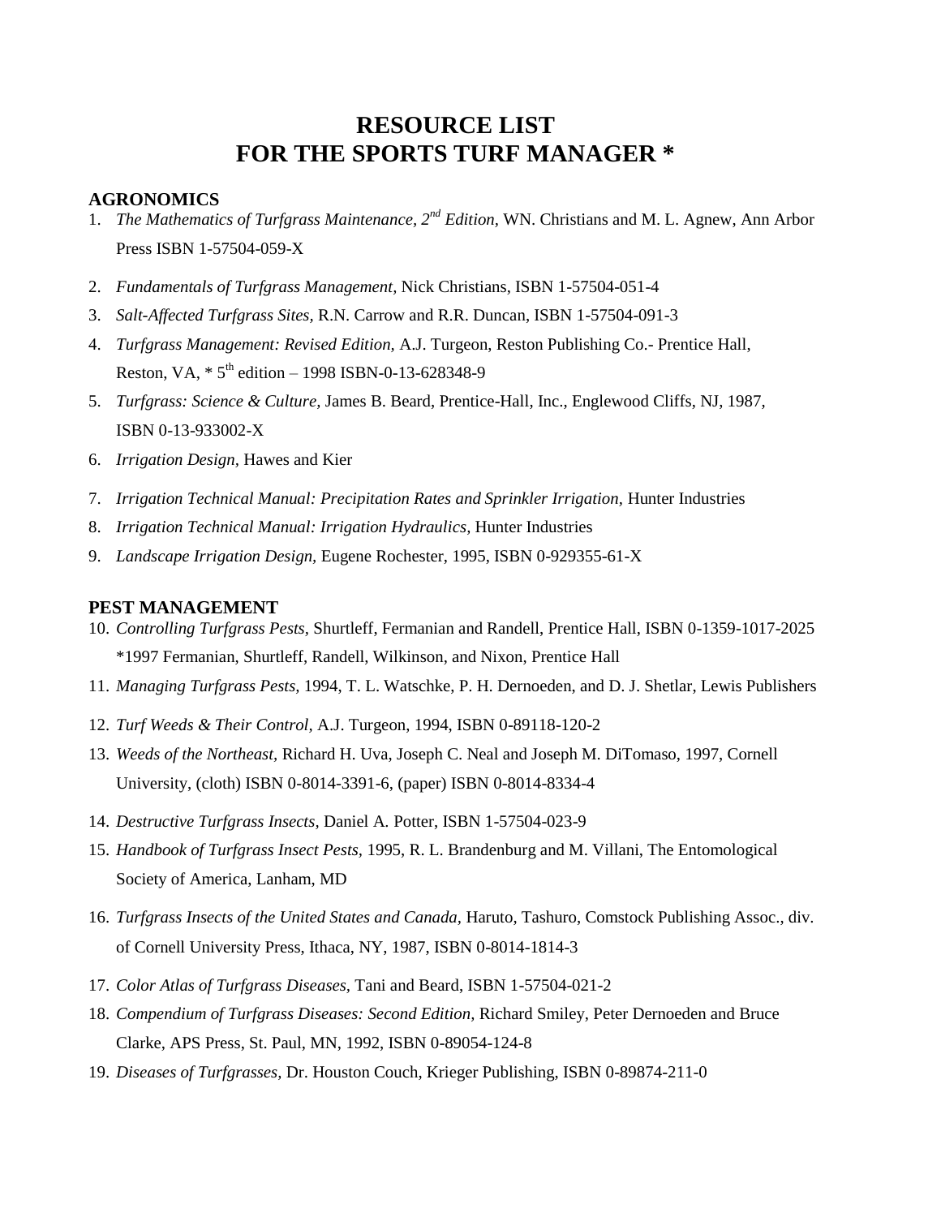# RESOURCE LIST
# FOR THE SPORTS TURF MANAGER *

## AGRONOMICS

1. *The Mathematics of Turfgrass Maintenance, 2nd Edition,* WN. Christians and M. L. Agnew, Ann Arbor Press ISBN 1-57504-059-X
2. *Fundamentals of Turfgrass Management,* Nick Christians, ISBN 1-57504-051-4
3. *Salt-Affected Turfgrass Sites,* R.N. Carrow and R.R. Duncan, ISBN 1-57504-091-3
4. *Turfgrass Management: Revised Edition,* A.J. Turgeon, Reston Publishing Co.- Prentice Hall, Reston, VA, * 5th edition – 1998 ISBN-0-13-628348-9
5. *Turfgrass: Science & Culture,* James B. Beard, Prentice-Hall, Inc., Englewood Cliffs, NJ, 1987, ISBN 0-13-933002-X
6. *Irrigation Design,* Hawes and Kier
7. *Irrigation Technical Manual: Precipitation Rates and Sprinkler Irrigation,* Hunter Industries
8. *Irrigation Technical Manual: Irrigation Hydraulics,* Hunter Industries
9. *Landscape Irrigation Design,* Eugene Rochester, 1995, ISBN 0-929355-61-X

## PEST MANAGEMENT

10. *Controlling Turfgrass Pests,* Shurtleff, Fermanian and Randell, Prentice Hall, ISBN 0-1359-1017-2025 *1997 Fermanian, Shurtleff, Randell, Wilkinson, and Nixon, Prentice Hall
11. *Managing Turfgrass Pests,* 1994, T. L. Watschke, P. H. Dernoeden, and D. J. Shetlar, Lewis Publishers
12. *Turf Weeds & Their Control,* A.J. Turgeon, 1994, ISBN 0-89118-120-2
13. *Weeds of the Northeast,* Richard H. Uva, Joseph C. Neal and Joseph M. DiTomaso, 1997, Cornell University, (cloth) ISBN 0-8014-3391-6, (paper) ISBN 0-8014-8334-4
14. *Destructive Turfgrass Insects,* Daniel A. Potter, ISBN 1-57504-023-9
15. *Handbook of Turfgrass Insect Pests,* 1995, R. L. Brandenburg and M. Villani, The Entomological Society of America, Lanham, MD
16. *Turfgrass Insects of the United States and Canada,* Haruto, Tashuro, Comstock Publishing Assoc., div. of Cornell University Press, Ithaca, NY, 1987, ISBN 0-8014-1814-3
17. *Color Atlas of Turfgrass Diseases,* Tani and Beard, ISBN 1-57504-021-2
18. *Compendium of Turfgrass Diseases: Second Edition,* Richard Smiley, Peter Dernoeden and Bruce Clarke, APS Press, St. Paul, MN, 1992, ISBN 0-89054-124-8
19. *Diseases of Turfgrasses,* Dr. Houston Couch, Krieger Publishing, ISBN 0-89874-211-0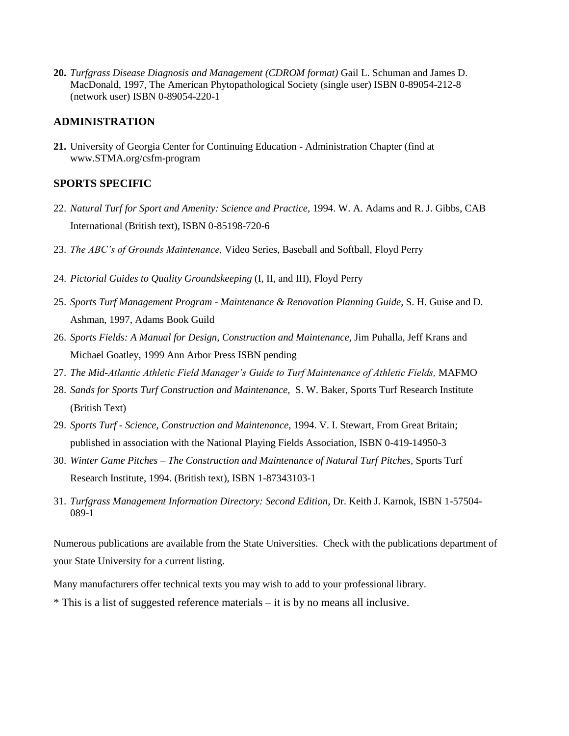**20.** *Turfgrass Disease Diagnosis and Management (CDROM format)* Gail L. Schuman and James D. MacDonald, 1997, The American Phytopathological Society (single user) ISBN 0-89054-212-8 (network user) ISBN 0-89054-220-1

## ADMINISTRATION

**21.** University of Georgia Center for Continuing Education - Administration Chapter (find at www.STMA.org/csfm-program

## SPORTS SPECIFIC

22. *Natural Turf for Sport and Amenity: Science and Practice,* 1994. W. A. Adams and R. J. Gibbs, CAB International (British text), ISBN 0-85198-720-6
23. *The ABC's of Grounds Maintenance,* Video Series, Baseball and Softball, Floyd Perry
24. *Pictorial Guides to Quality Groundskeeping* (I, II, and III), Floyd Perry
25. *Sports Turf Management Program - Maintenance & Renovation Planning Guide,* S. H. Guise and D. Ashman, 1997, Adams Book Guild
26. *Sports Fields: A Manual for Design, Construction and Maintenance*, Jim Puhalla, Jeff Krans and Michael Goatley, 1999 Ann Arbor Press ISBN pending
27. *The Mid-Atlantic Athletic Field Manager's Guide to Turf Maintenance of Athletic Fields,* MAFMO
28. *Sands for Sports Turf Construction and Maintenance,* S. W. Baker, Sports Turf Research Institute (British Text)
29. *Sports Turf - Science, Construction and Maintenance,* 1994. V. I. Stewart, From Great Britain; published in association with the National Playing Fields Association, ISBN 0-419-14950-3
30. *Winter Game Pitches – The Construction and Maintenance of Natural Turf Pitches,* Sports Turf Research Institute, 1994. (British text), ISBN 1-87343103-1
31. *Turfgrass Management Information Directory: Second Edition*, Dr. Keith J. Karnok, ISBN 1-57504-089-1

Numerous publications are available from the State Universities. Check with the publications department of your State University for a current listing.

Many manufacturers offer technical texts you may wish to add to your professional library.

* This is a list of suggested reference materials – it is by no means all inclusive.